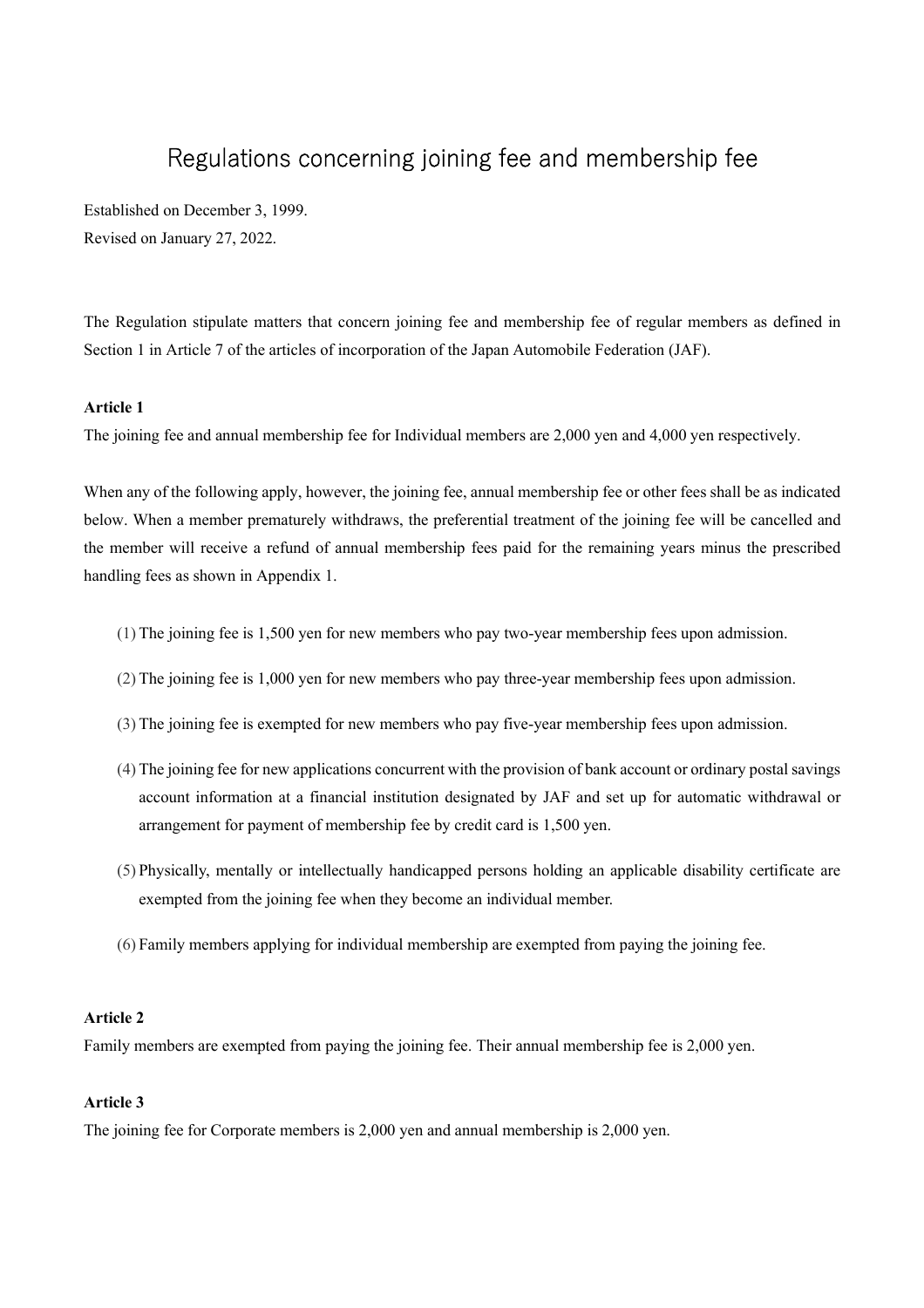# Regulations concerning joining fee and membership fee

Established on December 3, 1999.
Revised on January 27, 2022.

The Regulation stipulate matters that concern joining fee and membership fee of regular members as defined in Section 1 in Article 7 of the articles of incorporation of the Japan Automobile Federation (JAF).

**Article 1**

The joining fee and annual membership fee for Individual members are 2,000 yen and 4,000 yen respectively.

When any of the following apply, however, the joining fee, annual membership fee or other fees shall be as indicated below. When a member prematurely withdraws, the preferential treatment of the joining fee will be cancelled and the member will receive a refund of annual membership fees paid for the remaining years minus the prescribed handling fees as shown in Appendix 1.

(1) The joining fee is 1,500 yen for new members who pay two-year membership fees upon admission.

(2) The joining fee is 1,000 yen for new members who pay three-year membership fees upon admission.

(3) The joining fee is exempted for new members who pay five-year membership fees upon admission.

(4) The joining fee for new applications concurrent with the provision of bank account or ordinary postal savings account information at a financial institution designated by JAF and set up for automatic withdrawal or arrangement for payment of membership fee by credit card is 1,500 yen.

(5) Physically, mentally or intellectually handicapped persons holding an applicable disability certificate are exempted from the joining fee when they become an individual member.

(6) Family members applying for individual membership are exempted from paying the joining fee.

**Article 2**

Family members are exempted from paying the joining fee. Their annual membership fee is 2,000 yen.

**Article 3**

The joining fee for Corporate members is 2,000 yen and annual membership is 2,000 yen.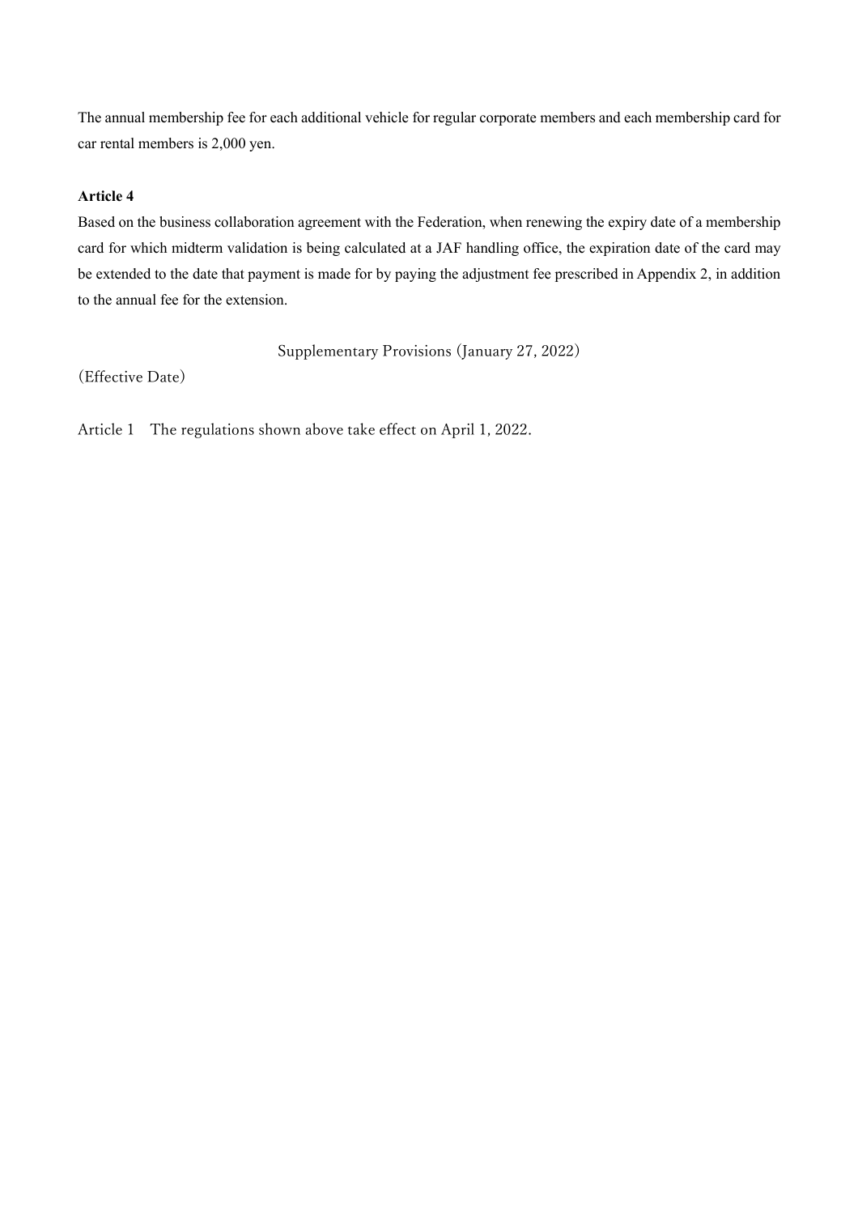The annual membership fee for each additional vehicle for regular corporate members and each membership card for car rental members is 2,000 yen.

**Article 4**

Based on the business collaboration agreement with the Federation, when renewing the expiry date of a membership card for which midterm validation is being calculated at a JAF handling office, the expiration date of the card may be extended to the date that payment is made for by paying the adjustment fee prescribed in Appendix 2, in addition to the annual fee for the extension.

Supplementary Provisions (January 27, 2022)

(Effective Date)

Article 1 The regulations shown above take effect on April 1, 2022.